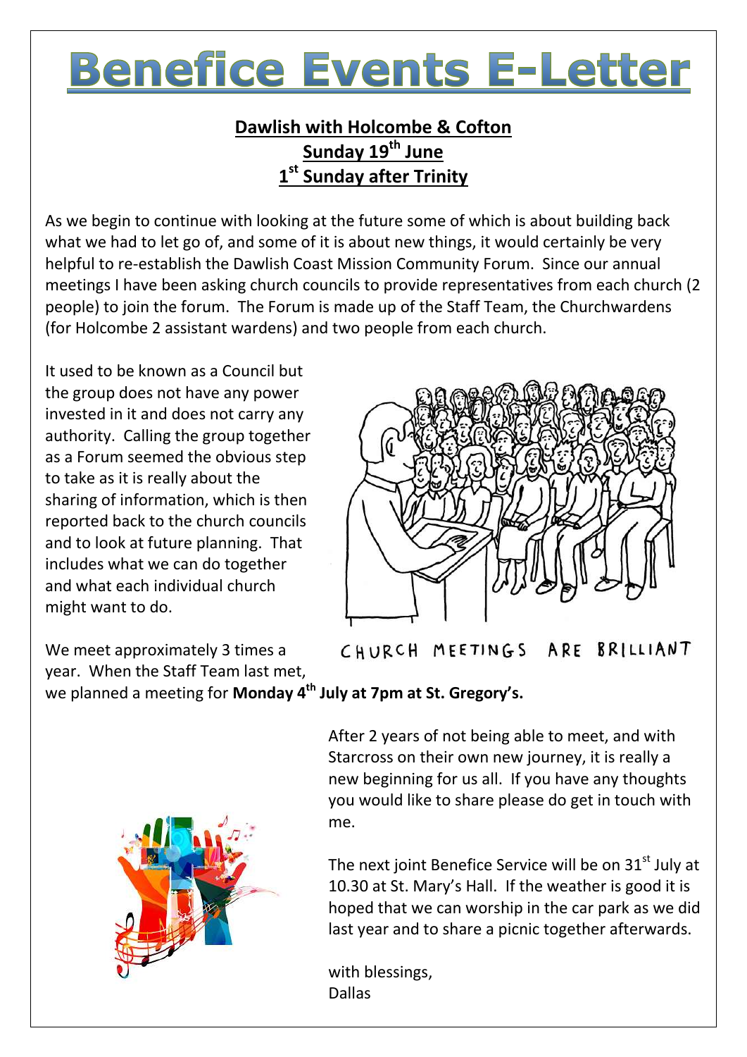# Benefice Events E-Letter

**Dawlish with Holcombe & Cofton**
**Sunday 19th June**
**1st Sunday after Trinity**

As we begin to continue with looking at the future some of which is about building back what we had to let go of, and some of it is about new things, it would certainly be very helpful to re-establish the Dawlish Coast Mission Community Forum. Since our annual meetings I have been asking church councils to provide representatives from each church (2 people) to join the forum. The Forum is made up of the Staff Team, the Churchwardens (for Holcombe 2 assistant wardens) and two people from each church.

It used to be known as a Council but the group does not have any power invested in it and does not carry any authority. Calling the group together as a Forum seemed the obvious step to take as it is really about the sharing of information, which is then reported back to the church councils and to look at future planning. That includes what we can do together and what each individual church might want to do.

CHURCH MEETINGS ARE BRILLIANT

We meet approximately 3 times a year. When the Staff Team last met, we planned a meeting for **Monday 4th July at 7pm at St. Gregory's.**

After 2 years of not being able to meet, and with Starcross on their own new journey, it is really a new beginning for us all. If you have any thoughts you would like to share please do get in touch with me.

The next joint Benefice Service will be on 31st July at 10.30 at St. Mary's Hall. If the weather is good it is hoped that we can worship in the car park as we did last year and to share a picnic together afterwards.

with blessings,
Dallas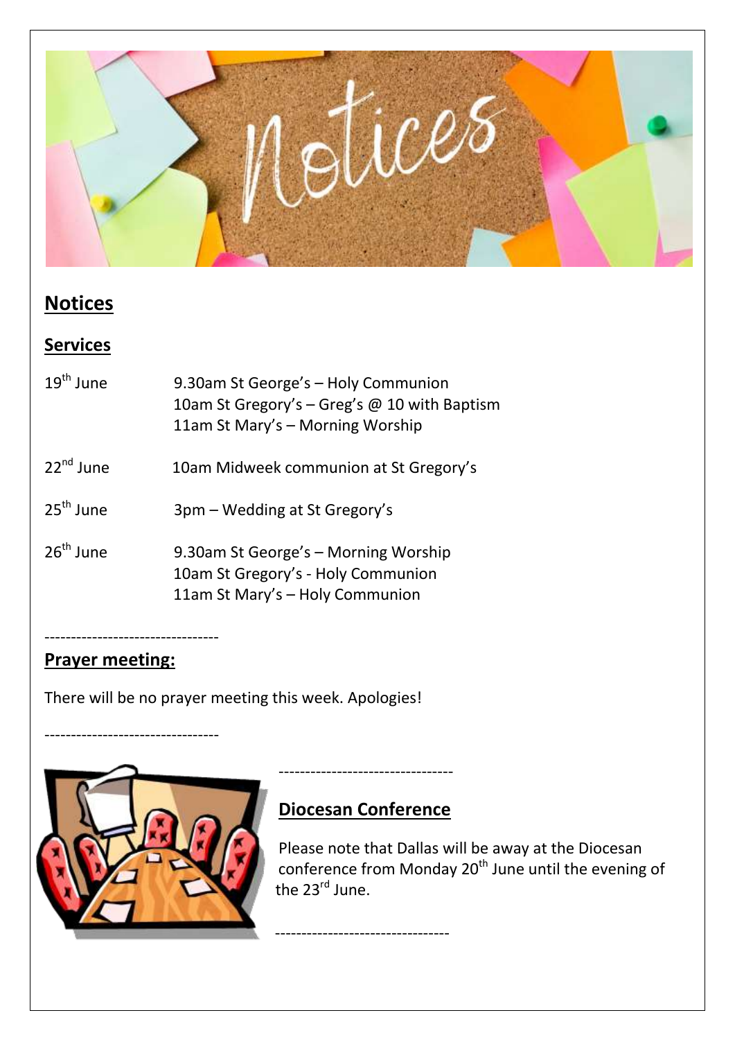## Notices

### Services

| | |
|---|---|
| 19th June | 9.30am St George's – Holy Communion<br>10am St Gregory's – Greg's @ 10 with Baptism<br>11am St Mary's – Morning Worship |
| 22nd June | 10am Midweek communion at St Gregory's |
| 25th June | 3pm – Wedding at St Gregory's |
| 26th June | 9.30am St George's – Morning Worship<br>10am St Gregory's - Holy Communion<br>11am St Mary's – Holy Communion |

---------------------------------

### Prayer meeting:

There will be no prayer meeting this week. Apologies!

---------------------------------

---------------------------------

### Diocesan Conference

Please note that Dallas will be away at the Diocesan conference from Monday 20th June until the evening of the 23rd June.

---------------------------------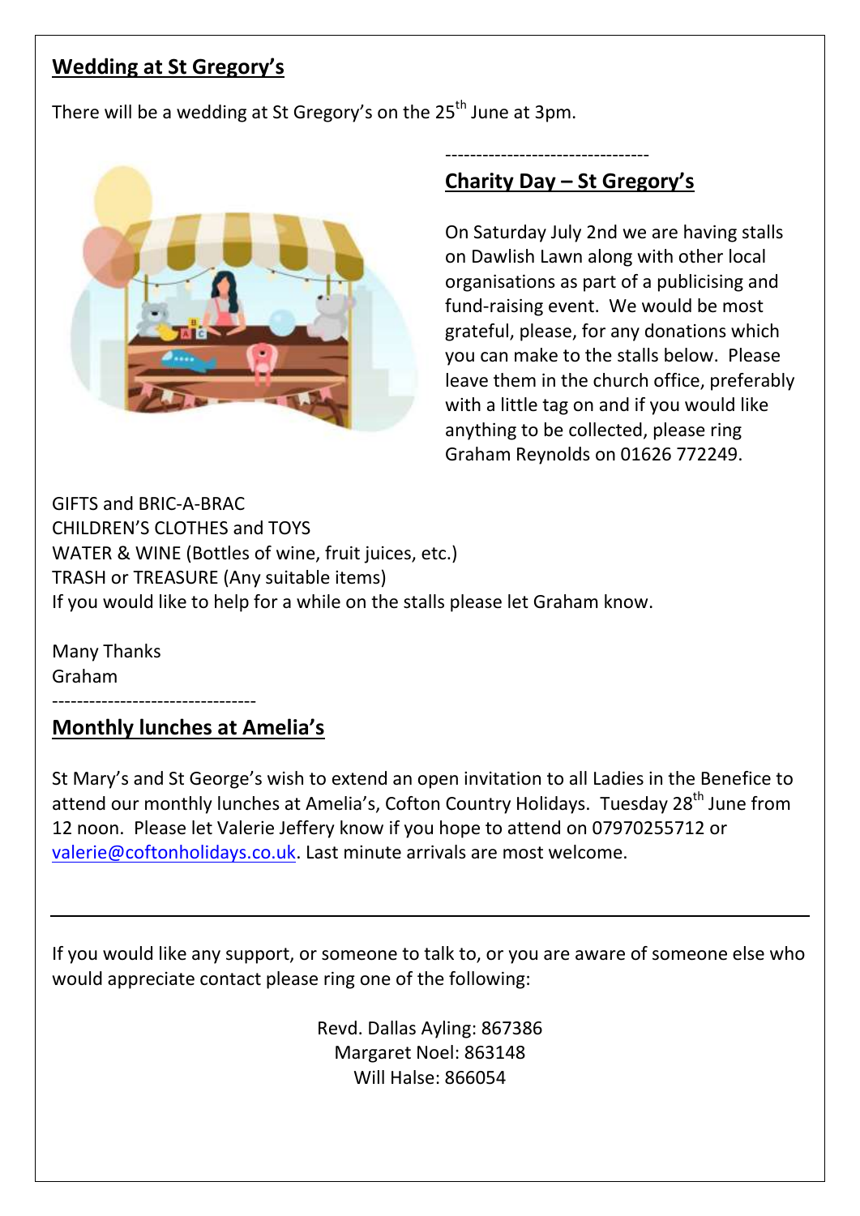## Wedding at St Gregory's

There will be a wedding at St Gregory's on the 25th June at 3pm.

---------------------------------

## Charity Day – St Gregory's

On Saturday July 2nd we are having stalls on Dawlish Lawn along with other local organisations as part of a publicising and fund-raising event. We would be most grateful, please, for any donations which you can make to the stalls below. Please leave them in the church office, preferably with a little tag on and if you would like anything to be collected, please ring Graham Reynolds on 01626 772249.

GIFTS and BRIC-A-BRAC
CHILDREN'S CLOTHES and TOYS
WATER & WINE (Bottles of wine, fruit juices, etc.)
TRASH or TREASURE (Any suitable items)
If you would like to help for a while on the stalls please let Graham know.

Many Thanks
Graham

---------------------------------

## Monthly lunches at Amelia's

St Mary's and St George's wish to extend an open invitation to all Ladies in the Benefice to attend our monthly lunches at Amelia's, Cofton Country Holidays. Tuesday 28th June from 12 noon. Please let Valerie Jeffery know if you hope to attend on 07970255712 or valerie@coftonholidays.co.uk. Last minute arrivals are most welcome.

---

If you would like any support, or someone to talk to, or you are aware of someone else who would appreciate contact please ring one of the following:

Revd. Dallas Ayling: 867386
Margaret Noel: 863148
Will Halse: 866054